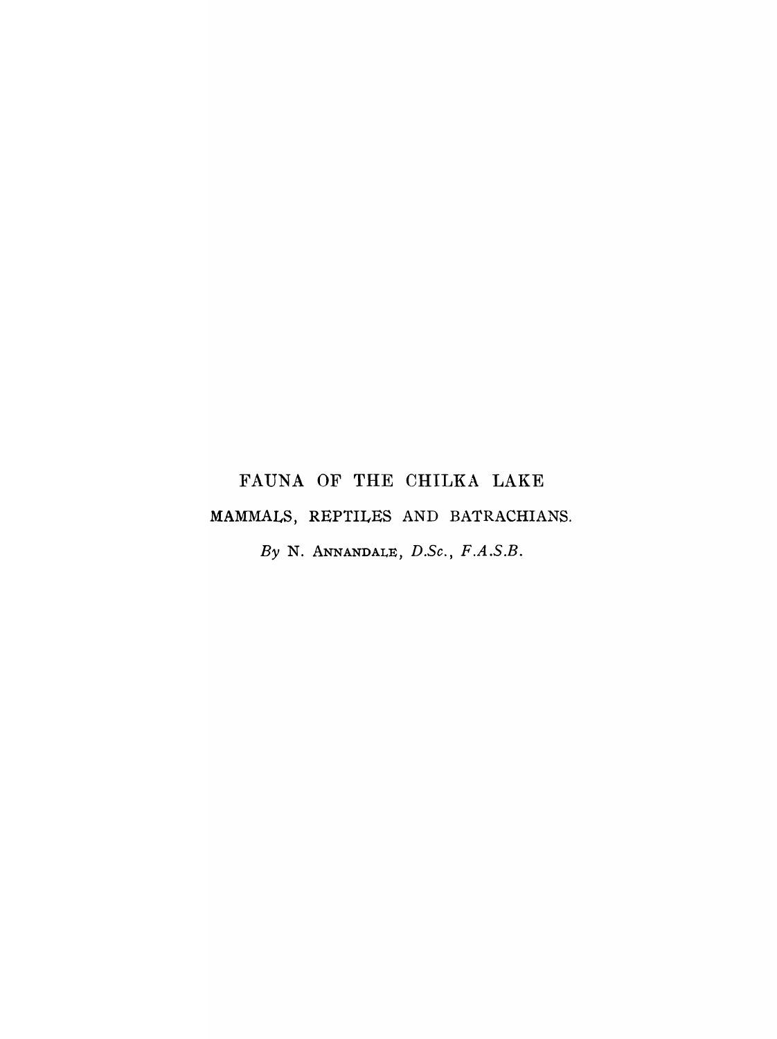# FAUNA OF THE CHILKA LAKE

## MAMMALS, REPTILES AND BATRACHIANS.

*By* N. ANNANDALE, *D.Sc.*, *F.A.S.B.*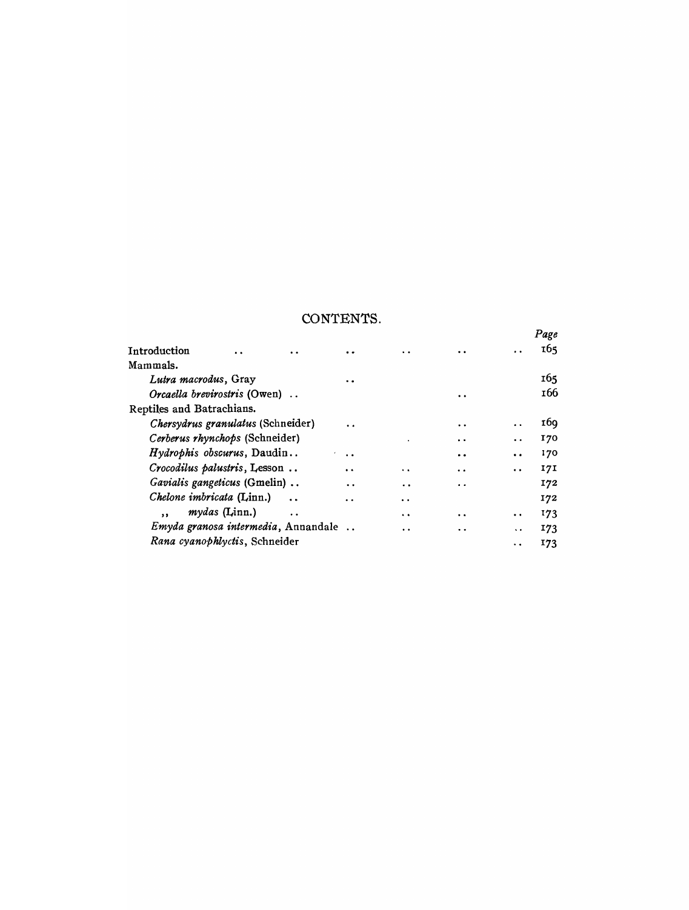## CONTENTS.

| | Page |
|---|---|
| Introduction | 165 |
| Mammals. | |
| *Lutra macrodus*, Gray | 165 |
| *Orcaella brevirostris* (Owen) | 166 |
| Reptiles and Batrachians. | |
| *Chersydrus granulatus* (Schneider) | 169 |
| *Cerberus rhynchops* (Schneider) | 170 |
| *Hydrophis obscurus*, Daudin | 170 |
| *Crocodilus palustris*, Lesson | 171 |
| *Gavialis gangeticus* (Gmelin) | 172 |
| *Chelone imbricata* (Linn.) | 172 |
| ,, *mydas* (Linn.) | 173 |
| *Emyda granosa intermedia*, Annandale | 173 |
| *Rana cyanophlyctis*, Schneider | 173 |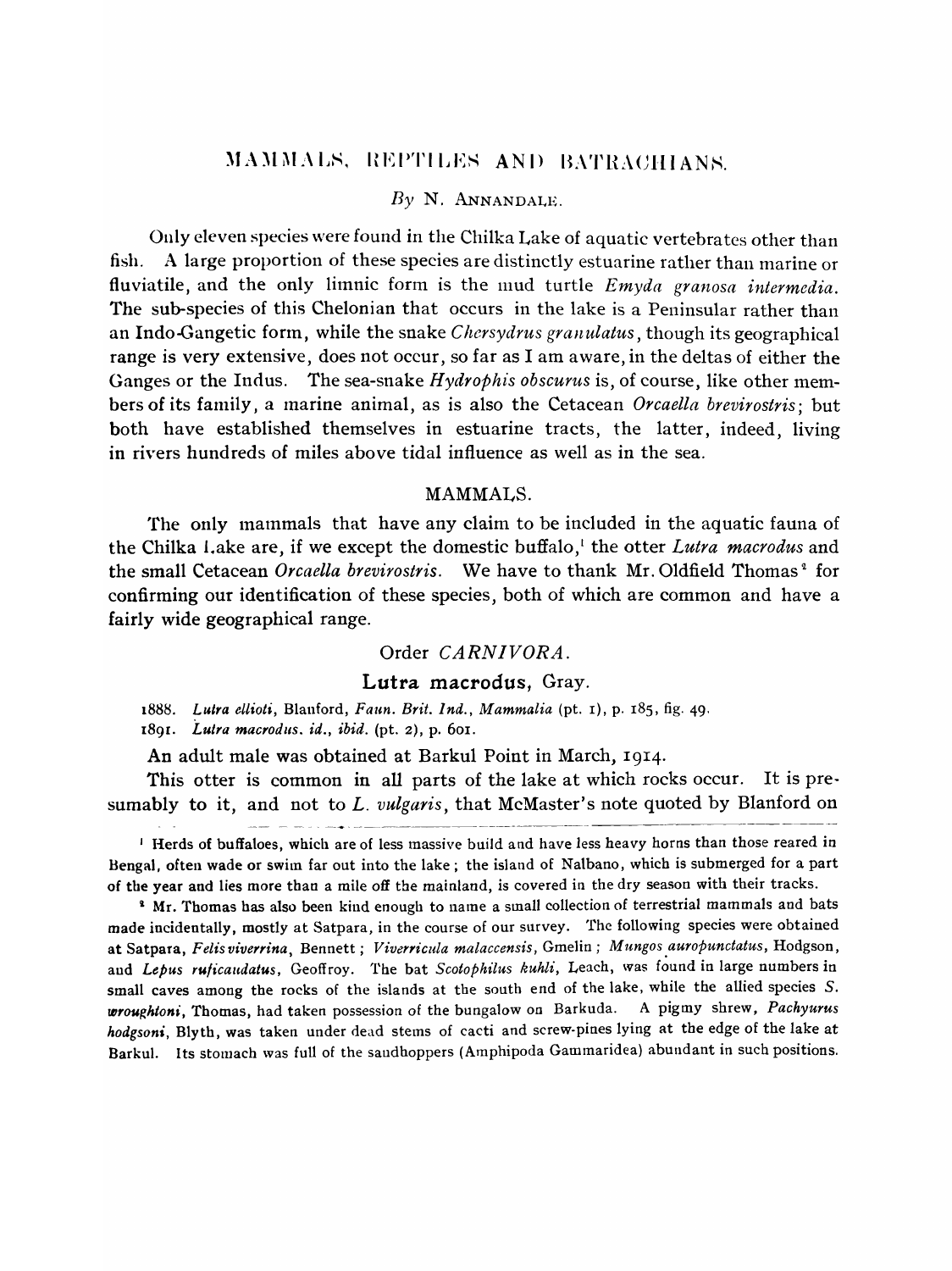# MAMMALS, REPTILES AND BATRACHIANS.

*By* N. ANNANDALE.

Only eleven species were found in the Chilka Lake of aquatic vertebrates other than fish. A large proportion of these species are distinctly estuarine rather than marine or fluviatile, and the only limnic form is the mud turtle *Emyda granosa intermedia*. The sub-species of this Chelonian that occurs in the lake is a Peninsular rather than an Indo-Gangetic form, while the snake *Chersydrus granulatus*, though its geographical range is very extensive, does not occur, so far as I am aware, in the deltas of either the Ganges or the Indus. The sea-snake *Hydrophis obscurus* is, of course, like other members of its family, a marine animal, as is also the Cetacean *Orcaella brevirostris*; but both have established themselves in estuarine tracts, the latter, indeed, living in rivers hundreds of miles above tidal influence as well as in the sea.

## MAMMALS.

The only mammals that have any claim to be included in the aquatic fauna of the Chilka Lake are, if we except the domestic buffalo,[1] the otter *Lutra macrodus* and the small Cetacean *Orcaella brevirostris*. We have to thank Mr. Oldfield Thomas[2] for confirming our identification of these species, both of which are common and have a fairly wide geographical range.

### Order *CARNIVORA*.

### Lutra macrodus, Gray.

1888. *Lutra ellioti*, Blanford, *Faun. Brit. Ind., Mammalia* (pt. 1), p. 185, fig. 49.
1891. *Lutra macrodus. id., ibid.* (pt. 2), p. 601.

An adult male was obtained at Barkul Point in March, 1914.

This otter is common in all parts of the lake at which rocks occur. It is presumably to it, and not to *L. vulgaris*, that McMaster's note quoted by Blanford on

[1] Herds of buffaloes, which are of less massive build and have less heavy horns than those reared in Bengal, often wade or swim far out into the lake; the island of Nalbano, which is submerged for a part of the year and lies more than a mile off the mainland, is covered in the dry season with their tracks.

[2] Mr. Thomas has also been kind enough to name a small collection of terrestrial mammals and bats made incidentally, mostly at Satpara, in the course of our survey. The following species were obtained at Satpara, *Felis viverrina*, Bennett; *Viverricula malaccensis*, Gmelin; *Mungos auropunctatus*, Hodgson, and *Lepus ruficaudatus*, Geoffroy. The bat *Scotophilus kuhli*, Leach, was found in large numbers in small caves among the rocks of the islands at the south end of the lake, while the allied species *S. wroughtoni*, Thomas, had taken possession of the bungalow on Barkuda. A pigmy shrew, *Pachyurus hodgsoni*, Blyth, was taken under dead stems of cacti and screw-pines lying at the edge of the lake at Barkul. Its stomach was full of the sandhoppers (Amphipoda Gammaridea) abundant in such positions.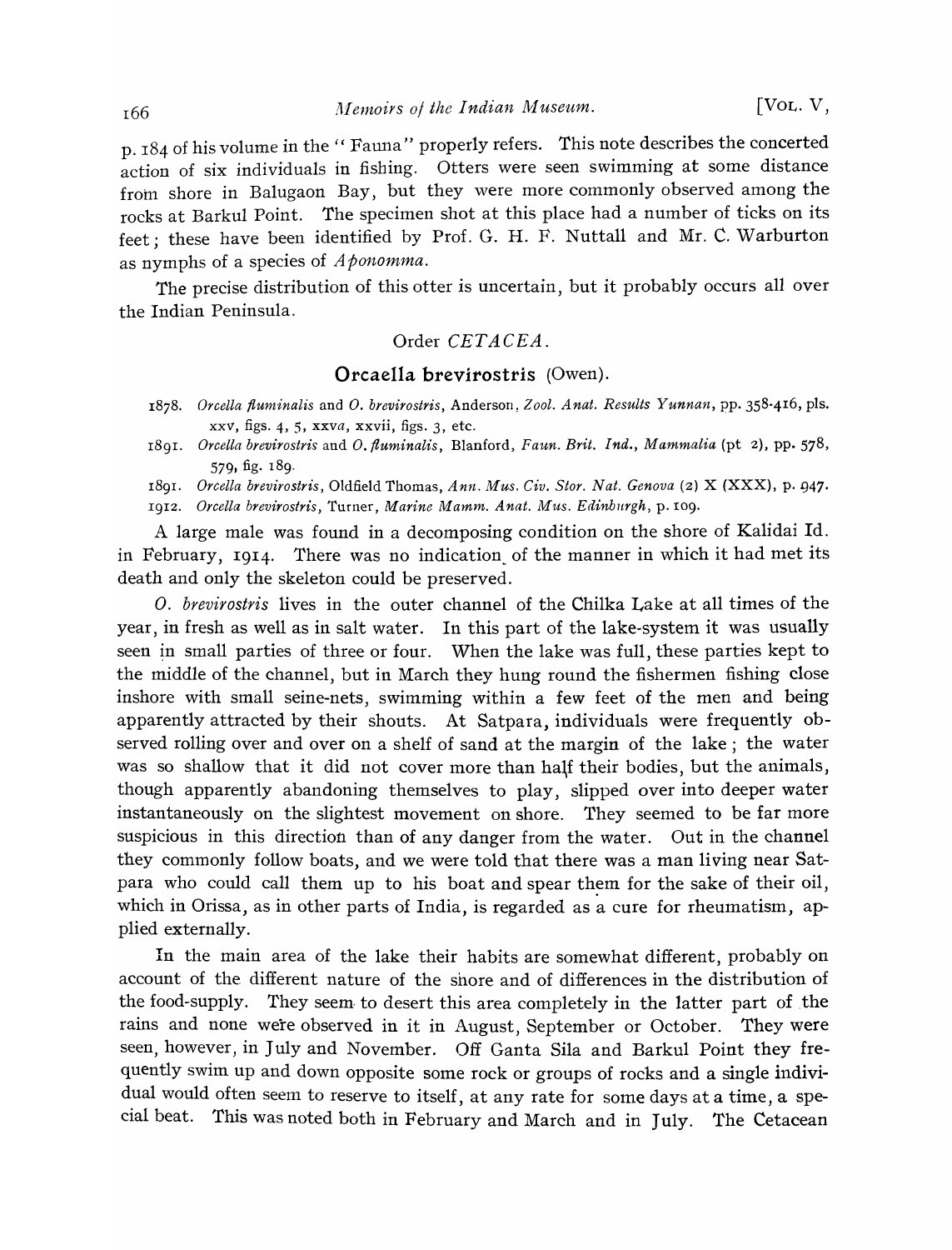p. 184 of his volume in the "Fauna" properly refers. This note describes the concerted action of six individuals in fishing. Otters were seen swimming at some distance from shore in Balugaon Bay, but they were more commonly observed among the rocks at Barkul Point. The specimen shot at this place had a number of ticks on its feet; these have been identified by Prof. G. H. F. Nuttall and Mr. C. Warburton as nymphs of a species of *Aponomma*.

The precise distribution of this otter is uncertain, but it probably occurs all over the Indian Peninsula.

## Order *CETACEA*.

### Orcaella brevirostris (Owen).

1878. *Orcella fluminalis* and *O. brevirostris*, Anderson, *Zool. Anat. Results Yunnan*, pp. 358-416, pls. xxv, figs. 4, 5, xxv*a*, xxvii, figs. 3, etc.

1891. *Orcella brevirostris* and *O. fluminalis*, Blanford, *Faun. Brit. Ind., Mammalia* (pt 2), pp. 578, 579, fig. 189.

1891. *Orcella brevirostris*, Oldfield Thomas, *Ann. Mus. Civ. Stor. Nat. Genova* (2) X (XXX), p. 947.

1912. *Orcella brevirostris*, Turner, *Marine Mamm. Anat. Mus. Edinburgh*, p. 109.

A large male was found in a decomposing condition on the shore of Kalidai Id. in February, 1914. There was no indication of the manner in which it had met its death and only the skeleton could be preserved.

*O. brevirostris* lives in the outer channel of the Chilka Lake at all times of the year, in fresh as well as in salt water. In this part of the lake-system it was usually seen in small parties of three or four. When the lake was full, these parties kept to the middle of the channel, but in March they hung round the fishermen fishing close inshore with small seine-nets, swimming within a few feet of the men and being apparently attracted by their shouts. At Satpara, individuals were frequently observed rolling over and over on a shelf of sand at the margin of the lake; the water was so shallow that it did not cover more than half their bodies, but the animals, though apparently abandoning themselves to play, slipped over into deeper water instantaneously on the slightest movement on shore. They seemed to be far more suspicious in this direction than of any danger from the water. Out in the channel they commonly follow boats, and we were told that there was a man living near Satpara who could call them up to his boat and spear them for the sake of their oil, which in Orissa, as in other parts of India, is regarded as a cure for rheumatism, applied externally.

In the main area of the lake their habits are somewhat different, probably on account of the different nature of the shore and of differences in the distribution of the food-supply. They seem to desert this area completely in the latter part of the rains and none were observed in it in August, September or October. They were seen, however, in July and November. Off Ganta Sila and Barkul Point they frequently swim up and down opposite some rock or groups of rocks and a single individual would often seem to reserve to itself, at any rate for some days at a time, a special beat. This was noted both in February and March and in July. The Cetacean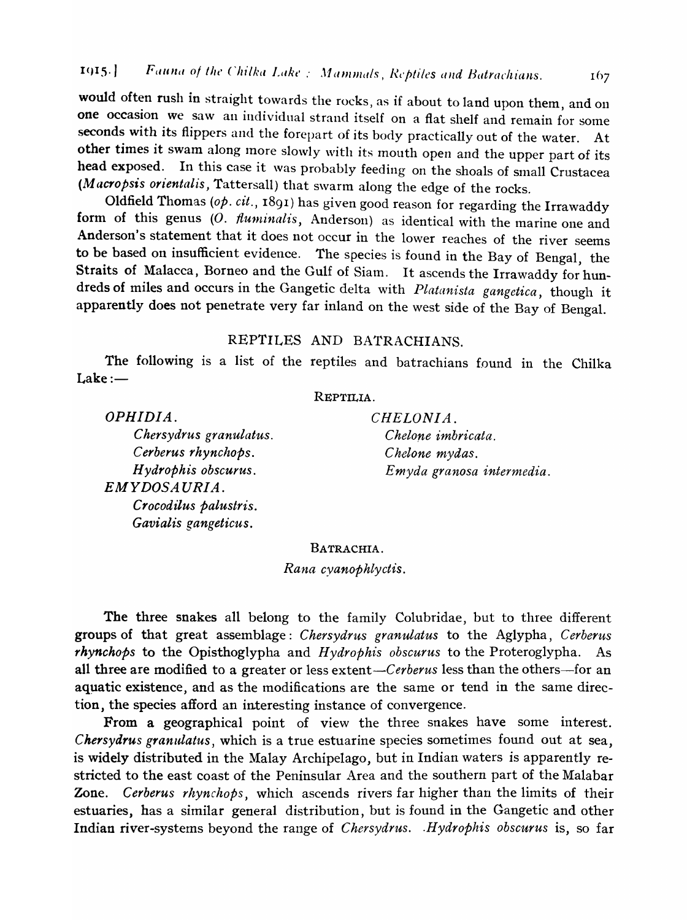would often rush in straight towards the rocks, as if about to land upon them, and on one occasion we saw an individual strand itself on a flat shelf and remain for some seconds with its flippers and the forepart of its body practically out of the water. At other times it swam along more slowly with its mouth open and the upper part of its head exposed. In this case it was probably feeding on the shoals of small Crustacea (*Macropsis orientalis*, Tattersall) that swarm along the edge of the rocks.

Oldfield Thomas (*op. cit.*, 1891) has given good reason for regarding the Irrawaddy form of this genus (*O. fluminalis*, Anderson) as identical with the marine one and Anderson's statement that it does not occur in the lower reaches of the river seems to be based on insufficient evidence. The species is found in the Bay of Bengal, the Straits of Malacca, Borneo and the Gulf of Siam. It ascends the Irrawaddy for hundreds of miles and occurs in the Gangetic delta with *Platanista gangetica*, though it apparently does not penetrate very far inland on the west side of the Bay of Bengal.

## REPTILES AND BATRACHIANS.

The following is a list of the reptiles and batrachians found in the Chilka Lake:—

REPTILIA.

*OPHIDIA.*

- *Chersydrus granulatus.*
- *Cerberus rhynchops.*
- *Hydrophis obscurus.*

*EMYDOSAURIA.*

- *Crocodilus palustris.*
- *Gavialis gangeticus.*

*CHELONIA.*

- *Chelone imbricata.*
- *Chelone mydas.*
- *Emyda granosa intermedia.*

BATRACHIA.

*Rana cyanophlyctis.*

The three snakes all belong to the family Colubridae, but to three different groups of that great assemblage: *Chersydrus granulatus* to the Aglypha, *Cerberus rhynchops* to the Opisthoglypha and *Hydrophis obscurus* to the Proteroglypha. As all three are modified to a greater or less extent—*Cerberus* less than the others—for an aquatic existence, and as the modifications are the same or tend in the same direction, the species afford an interesting instance of convergence.

From a geographical point of view the three snakes have some interest. *Chersydrus granulatus*, which is a true estuarine species sometimes found out at sea, is widely distributed in the Malay Archipelago, but in Indian waters is apparently restricted to the east coast of the Peninsular Area and the southern part of the Malabar Zone. *Cerberus rhynchops*, which ascends rivers far higher than the limits of their estuaries, has a similar general distribution, but is found in the Gangetic and other Indian river-systems beyond the range of *Chersydrus*. *Hydrophis obscurus* is, so far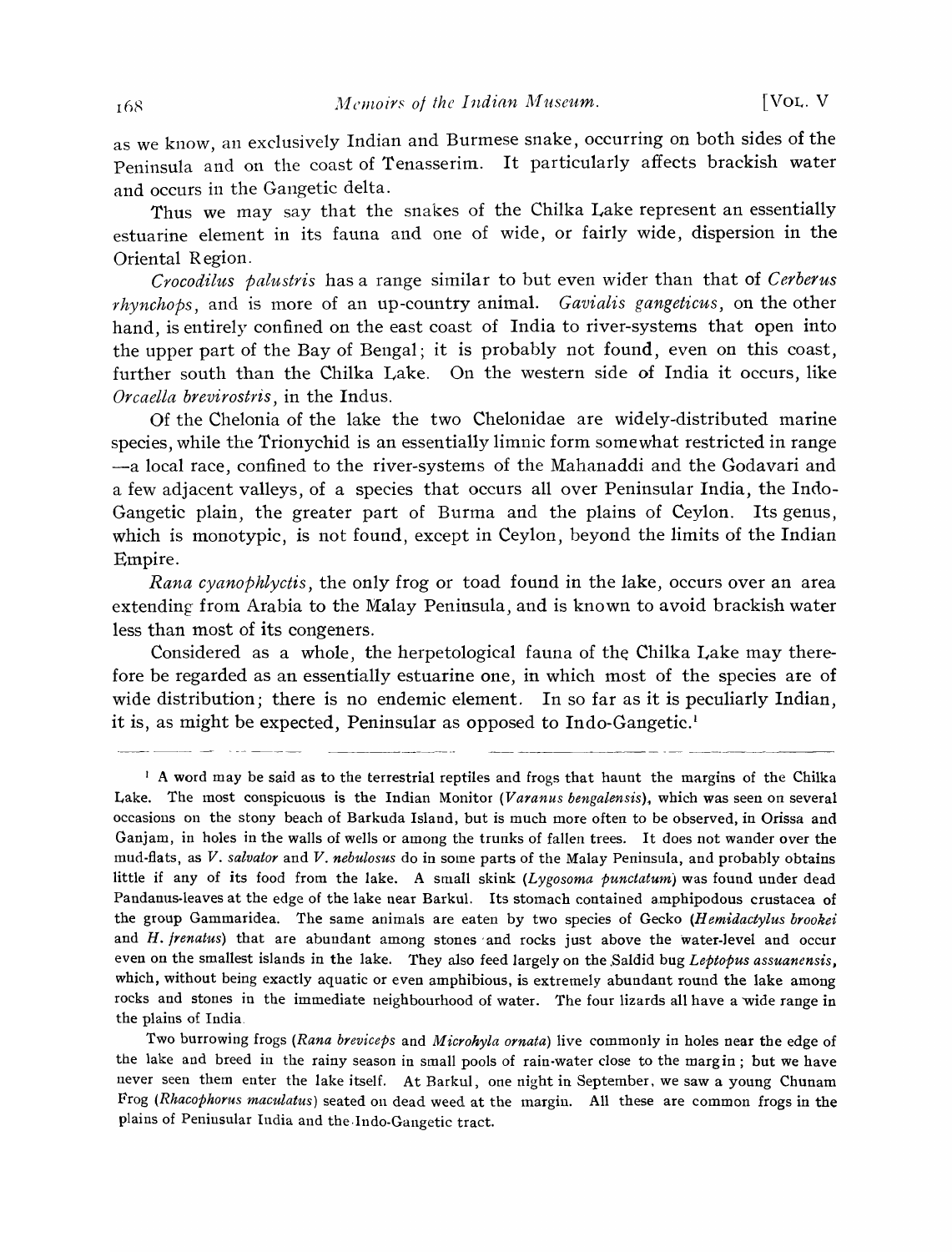as we know, an exclusively Indian and Burmese snake, occurring on both sides of the Peninsula and on the coast of Tenasserim. It particularly affects brackish water and occurs in the Gangetic delta.

Thus we may say that the snakes of the Chilka Lake represent an essentially estuarine element in its fauna and one of wide, or fairly wide, dispersion in the Oriental Region.

*Crocodilus palustris* has a range similar to but even wider than that of *Cerberus rhynchops*, and is more of an up-country animal. *Gavialis gangeticus*, on the other hand, is entirely confined on the east coast of India to river-systems that open into the upper part of the Bay of Bengal; it is probably not found, even on this coast, further south than the Chilka Lake. On the western side of India it occurs, like *Orcaella brevirostris*, in the Indus.

Of the Chelonia of the lake the two Chelonidae are widely-distributed marine species, while the Trionychid is an essentially limnic form somewhat restricted in range —a local race, confined to the river-systems of the Mahanaddi and the Godavari and a few adjacent valleys, of a species that occurs all over Peninsular India, the Indo-Gangetic plain, the greater part of Burma and the plains of Ceylon. Its genus, which is monotypic, is not found, except in Ceylon, beyond the limits of the Indian Empire.

*Rana cyanophlyctis*, the only frog or toad found in the lake, occurs over an area extending from Arabia to the Malay Peninsula, and is known to avoid brackish water less than most of its congeners.

Considered as a whole, the herpetological fauna of the Chilka Lake may therefore be regarded as an essentially estuarine one, in which most of the species are of wide distribution; there is no endemic element. In so far as it is peculiarly Indian, it is, as might be expected, Peninsular as opposed to Indo-Gangetic.[1]

---

[1] A word may be said as to the terrestrial reptiles and frogs that haunt the margins of the Chilka Lake. The most conspicuous is the Indian Monitor (*Varanus bengalensis*), which was seen on several occasions on the stony beach of Barkuda Island, but is much more often to be observed, in Orissa and Ganjam, in holes in the walls of wells or among the trunks of fallen trees. It does not wander over the mud-flats, as *V. salvator* and *V. nebulosus* do in some parts of the Malay Peninsula, and probably obtains little if any of its food from the lake. A small skink (*Lygosoma punctatum*) was found under dead Pandanus-leaves at the edge of the lake near Barkul. Its stomach contained amphipodous crustacea of the group Gammaridea. The same animals are eaten by two species of Gecko (*Hemidactylus brookei* and *H. frenatus*) that are abundant among stones and rocks just above the water-level and occur even on the smallest islands in the lake. They also feed largely on the Saldid bug *Leptopus assuanensis*, which, without being exactly aquatic or even amphibious, is extremely abundant round the lake among rocks and stones in the immediate neighbourhood of water. The four lizards all have a wide range in the plains of India.

Two burrowing frogs (*Rana breviceps* and *Microhyla ornata*) live commonly in holes near the edge of the lake and breed in the rainy season in small pools of rain-water close to the margin; but we have never seen them enter the lake itself. At Barkul, one night in September, we saw a young Chunam Frog (*Rhacophorus maculatus*) seated on dead weed at the margin. All these are common frogs in the plains of Peninsular India and the Indo-Gangetic tract.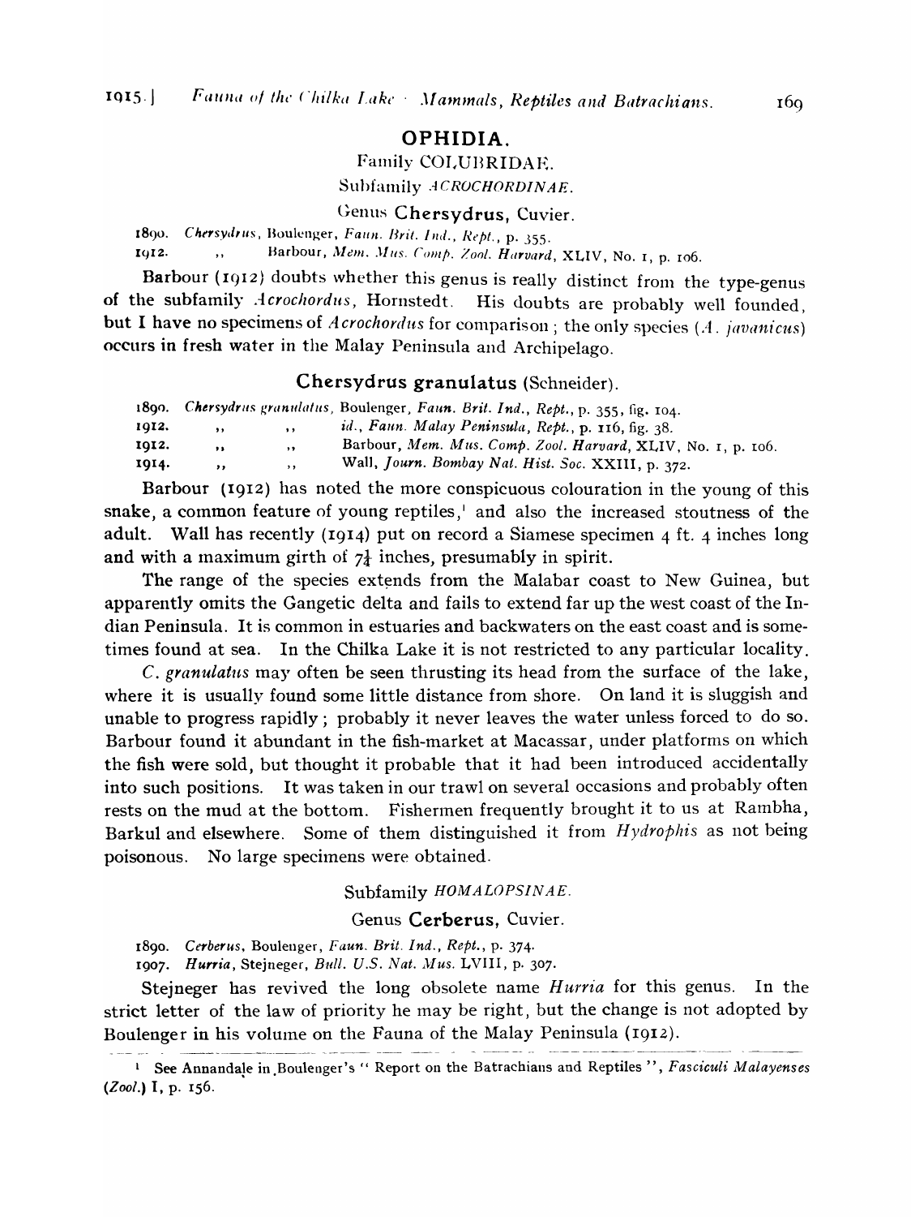## OPHIDIA.

### Family COLUBRIDAE.

#### Subfamily *ACROCHORDINAE*.

#### Genus **Chersydrus**, Cuvier.

1890. *Chersydrus*, Boulenger, *Faun. Brit. Ind., Rept.*, p. 355.
1912. ,, Barbour, *Mem. Mus. Comp. Zool. Harvard*, XLIV, No. 1, p. 106.

Barbour (1912) doubts whether this genus is really distinct from the type-genus of the subfamily *Acrochordus*, Hornstedt. His doubts are probably well founded, but I have no specimens of *Acrochordus* for comparison; the only species (*A. javanicus*) occurs in fresh water in the Malay Peninsula and Archipelago.

#### **Chersydrus granulatus** (Schneider).

1890. *Chersydrus granulatus*, Boulenger, *Faun. Brit. Ind., Rept.*, p. 355, fig. 104.
1912. ,, ,, *id.*, *Faun. Malay Peninsula, Rept.*, p. 116, fig. 38.
1912. ,, ,, Barbour, *Mem. Mus. Comp. Zool. Harvard*, XLIV, No. 1, p. 106.
1914. ,, ,, Wall, *Journ. Bombay Nat. Hist. Soc.* XXIII, p. 372.

Barbour (1912) has noted the more conspicuous colouration in the young of this snake, a common feature of young reptiles,[1] and also the increased stoutness of the adult. Wall has recently (1914) put on record a Siamese specimen 4 ft. 4 inches long and with a maximum girth of 7¼ inches, presumably in spirit.

The range of the species extends from the Malabar coast to New Guinea, but apparently omits the Gangetic delta and fails to extend far up the west coast of the Indian Peninsula. It is common in estuaries and backwaters on the east coast and is sometimes found at sea. In the Chilka Lake it is not restricted to any particular locality.

*C. granulatus* may often be seen thrusting its head from the surface of the lake, where it is usually found some little distance from shore. On land it is sluggish and unable to progress rapidly; probably it never leaves the water unless forced to do so. Barbour found it abundant in the fish-market at Macassar, under platforms on which the fish were sold, but thought it probable that it had been introduced accidentally into such positions. It was taken in our trawl on several occasions and probably often rests on the mud at the bottom. Fishermen frequently brought it to us at Rambha, Barkul and elsewhere. Some of them distinguished it from *Hydrophis* as not being poisonous. No large specimens were obtained.

#### Subfamily *HOMALOPSINAE*.

#### Genus **Cerberus**, Cuvier.

1890. *Cerberus*, Boulenger, *Faun. Brit. Ind., Rept.*, p. 374.
1907. *Hurria*, Stejneger, *Bull. U.S. Nat. Mus.* LVIII, p. 307.

Stejneger has revived the long obsolete name *Hurria* for this genus. In the strict letter of the law of priority he may be right, but the change is not adopted by Boulenger in his volume on the Fauna of the Malay Peninsula (1912).

[1] See Annandale in Boulenger's "Report on the Batrachians and Reptiles", *Fasciculi Malayenses* (*Zool.*) I, p. 156.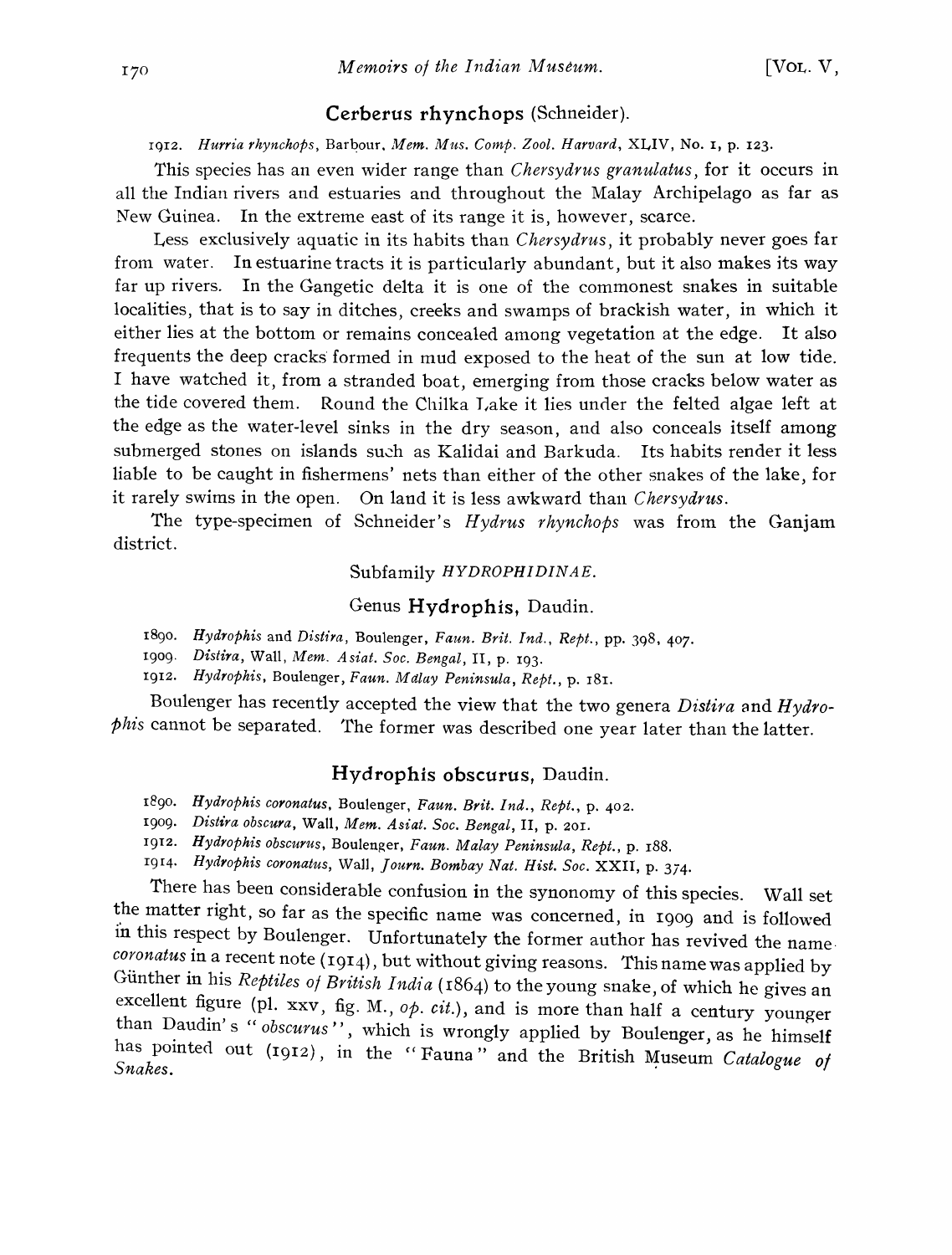## Cerberus rhynchops (Schneider).

1912. *Hurria rhynchops*, Barbour, *Mem. Mus. Comp. Zool. Harvard*, XLIV, No. 1, p. 123.

This species has an even wider range than *Chersydrus granulatus*, for it occurs in all the Indian rivers and estuaries and throughout the Malay Archipelago as far as New Guinea. In the extreme east of its range it is, however, scarce.

Less exclusively aquatic in its habits than *Chersydrus*, it probably never goes far from water. In estuarine tracts it is particularly abundant, but it also makes its way far up rivers. In the Gangetic delta it is one of the commonest snakes in suitable localities, that is to say in ditches, creeks and swamps of brackish water, in which it either lies at the bottom or remains concealed among vegetation at the edge. It also frequents the deep cracks formed in mud exposed to the heat of the sun at low tide. I have watched it, from a stranded boat, emerging from those cracks below water as the tide covered them. Round the Chilka Lake it lies under the felted algae left at the edge as the water-level sinks in the dry season, and also conceals itself among submerged stones on islands such as Kalidai and Barkuda. Its habits render it less liable to be caught in fishermens' nets than either of the other snakes of the lake, for it rarely swims in the open. On land it is less awkward than *Chersydrus*.

The type-specimen of Schneider's *Hydrus rhynchops* was from the Ganjam district.

### Subfamily *HYDROPHIDINAE*.

### Genus Hydrophis, Daudin.

1890. *Hydrophis* and *Distira*, Boulenger, *Faun. Brit. Ind., Rept.*, pp. 398, 407.
1909. *Distira*, Wall, *Mem. Asiat. Soc. Bengal*, II, p. 193.
1912. *Hydrophis*, Boulenger, *Faun. Malay Peninsula, Rept.*, p. 181.

Boulenger has recently accepted the view that the two genera *Distira* and *Hydrophis* cannot be separated. The former was described one year later than the latter.

## Hydrophis obscurus, Daudin.

1890. *Hydrophis coronatus*, Boulenger, *Faun. Brit. Ind., Rept.*, p. 402.
1909. *Distira obscura*, Wall, *Mem. Asiat. Soc. Bengal*, II, p. 201.
1912. *Hydrophis obscurus*, Boulenger, *Faun. Malay Peninsula, Rept.*, p. 188.
1914. *Hydrophis coronatus*, Wall, *Journ. Bombay Nat. Hist. Soc.* XXII, p. 374.

There has been considerable confusion in the synonomy of this species. Wall set the matter right, so far as the specific name was concerned, in 1909 and is followed in this respect by Boulenger. Unfortunately the former author has revived the name *coronatus* in a recent note (1914), but without giving reasons. This name was applied by Günther in his *Reptiles of British India* (1864) to the young snake, of which he gives an excellent figure (pl. xxv, fig. M., *op. cit.*), and is more than half a century younger than Daudin's "*obscurus*", which is wrongly applied by Boulenger, as he himself has pointed out (1912), in the "Fauna" and the British Museum *Catalogue of Snakes*.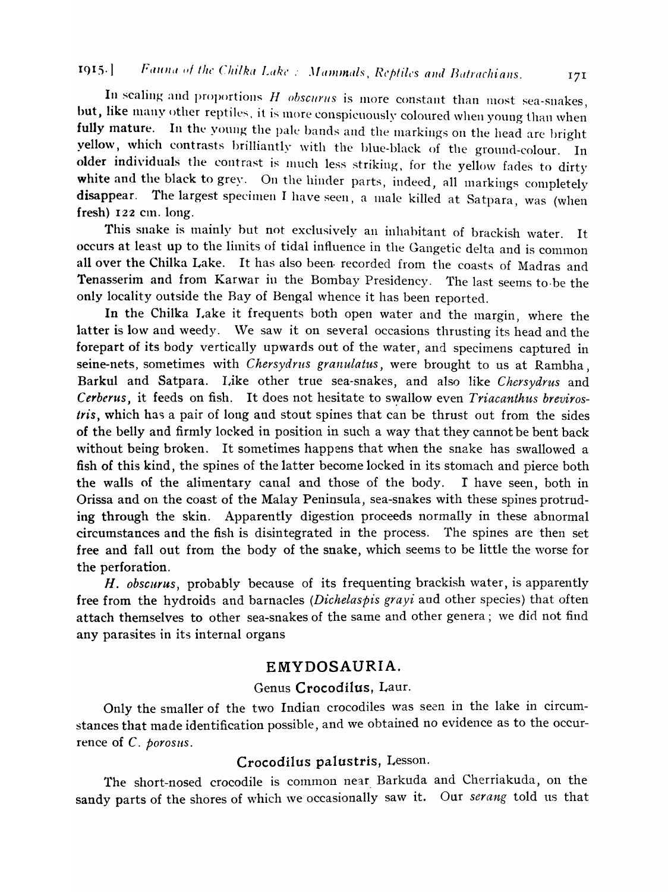In scaling and proportions *H obscurus* is more constant than most sea-snakes, but, like many other reptiles, it is more conspicuously coloured when young than when fully mature. In the young the pale bands and the markings on the head are bright yellow, which contrasts brilliantly with the blue-black of the ground-colour. In older individuals the contrast is much less striking, for the yellow fades to dirty white and the black to grey. On the hinder parts, indeed, all markings completely disappear. The largest specimen I have seen, a male killed at Satpara, was (when fresh) 122 cm. long.

This snake is mainly but not exclusively an inhabitant of brackish water. It occurs at least up to the limits of tidal influence in the Gangetic delta and is common all over the Chilka Lake. It has also been recorded from the coasts of Madras and Tenasserim and from Karwar in the Bombay Presidency. The last seems to be the only locality outside the Bay of Bengal whence it has been reported.

In the Chilka Lake it frequents both open water and the margin, where the latter is low and weedy. We saw it on several occasions thrusting its head and the forepart of its body vertically upwards out of the water, and specimens captured in seine-nets, sometimes with *Chersydrus granulatus*, were brought to us at Rambha, Barkul and Satpara. Like other true sea-snakes, and also like *Chersydrus* and *Cerberus*, it feeds on fish. It does not hesitate to swallow even *Triacanthus brevirostris*, which has a pair of long and stout spines that can be thrust out from the sides of the belly and firmly locked in position in such a way that they cannot be bent back without being broken. It sometimes happens that when the snake has swallowed a fish of this kind, the spines of the latter become locked in its stomach and pierce both the walls of the alimentary canal and those of the body. I have seen, both in Orissa and on the coast of the Malay Peninsula, sea-snakes with these spines protruding through the skin. Apparently digestion proceeds normally in these abnormal circumstances and the fish is disintegrated in the process. The spines are then set free and fall out from the body of the snake, which seems to be little the worse for the perforation.

*H. obscurus*, probably because of its frequenting brackish water, is apparently free from the hydroids and barnacles (*Dichelaspis grayi* and other species) that often attach themselves to other sea-snakes of the same and other genera; we did not find any parasites in its internal organs

## EMYDOSAURIA.

### Genus **Crocodilus**, Laur.

Only the smaller of the two Indian crocodiles was seen in the lake in circumstances that made identification possible, and we obtained no evidence as to the occurrence of *C. porosus*.

### **Crocodilus palustris**, Lesson.

The short-nosed crocodile is common near Barkuda and Cherriakuda, on the sandy parts of the shores of which we occasionally saw it. Our *serang* told us that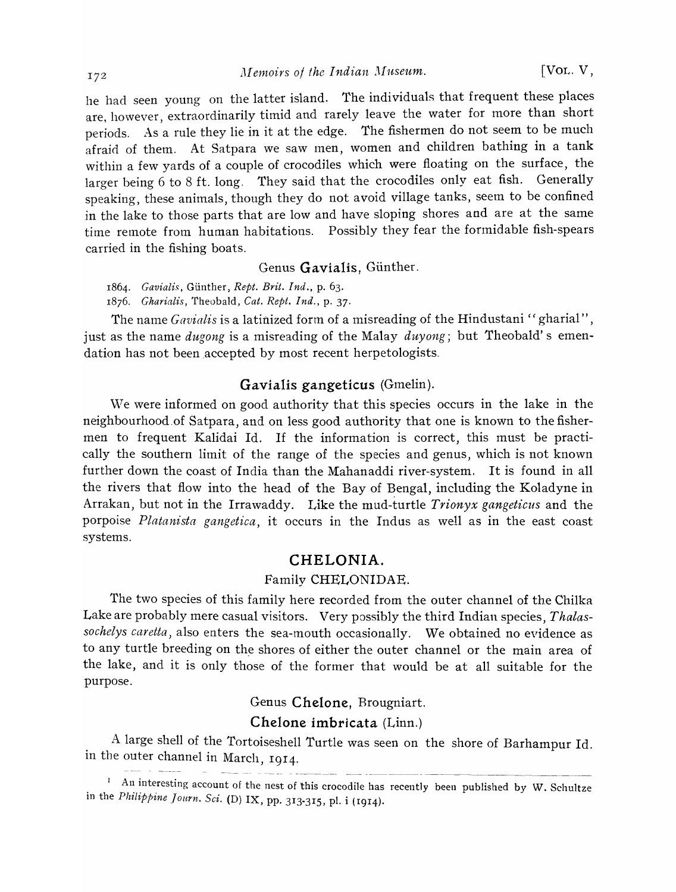he had seen young on the latter island. The individuals that frequent these places are, however, extraordinarily timid and rarely leave the water for more than short periods. As a rule they lie in it at the edge. The fishermen do not seem to be much afraid of them. At Satpara we saw men, women and children bathing in a tank within a few yards of a couple of crocodiles which were floating on the surface, the larger being 6 to 8 ft. long. They said that the crocodiles only eat fish. Generally speaking, these animals, though they do not avoid village tanks, seem to be confined in the lake to those parts that are low and have sloping shores and are at the same time remote from human habitations. Possibly they fear the formidable fish-spears carried in the fishing boats.

### Genus **Gavialis**, Günther.

1864. *Gavialis*, Günther, *Rept. Brit. Ind.*, p. 63.
1876. *Gharialis*, Theobald, *Cat. Rept. Ind.*, p. 37.

The name *Gavialis* is a latinized form of a misreading of the Hindustani "gharial", just as the name *dugong* is a misreading of the Malay *duyong*; but Theobald's emendation has not been accepted by most recent herpetologists.

### **Gavialis gangeticus** (Gmelin).

We were informed on good authority that this species occurs in the lake in the neighbourhood of Satpara, and on less good authority that one is known to the fishermen to frequent Kalidai Id. If the information is correct, this must be practically the southern limit of the range of the species and genus, which is not known further down the coast of India than the Mahanaddi river-system. It is found in all the rivers that flow into the head of the Bay of Bengal, including the Koladyne in Arrakan, but not in the Irrawaddy. Like the mud-turtle *Trionyx gangeticus* and the porpoise *Platanista gangetica*, it occurs in the Indus as well as in the east coast systems.

## CHELONIA.

### Family CHELONIDAE.

The two species of this family here recorded from the outer channel of the Chilka Lake are probably mere casual visitors. Very possibly the third Indian species, *Thalassochelys caretta*, also enters the sea-mouth occasionally. We obtained no evidence as to any turtle breeding on the shores of either the outer channel or the main area of the lake, and it is only those of the former that would be at all suitable for the purpose.

### Genus **Chelone**, Brougniart.

### **Chelone imbricata** (Linn.)

A large shell of the Tortoiseshell Turtle was seen on the shore of Barhampur Id. in the outer channel in March, 1914.

---

[1] An interesting account of the nest of this crocodile has recently been published by W. Schultze in the *Philippine Journ. Sci.* (D) IX, pp. 313-315, pl. i (1914).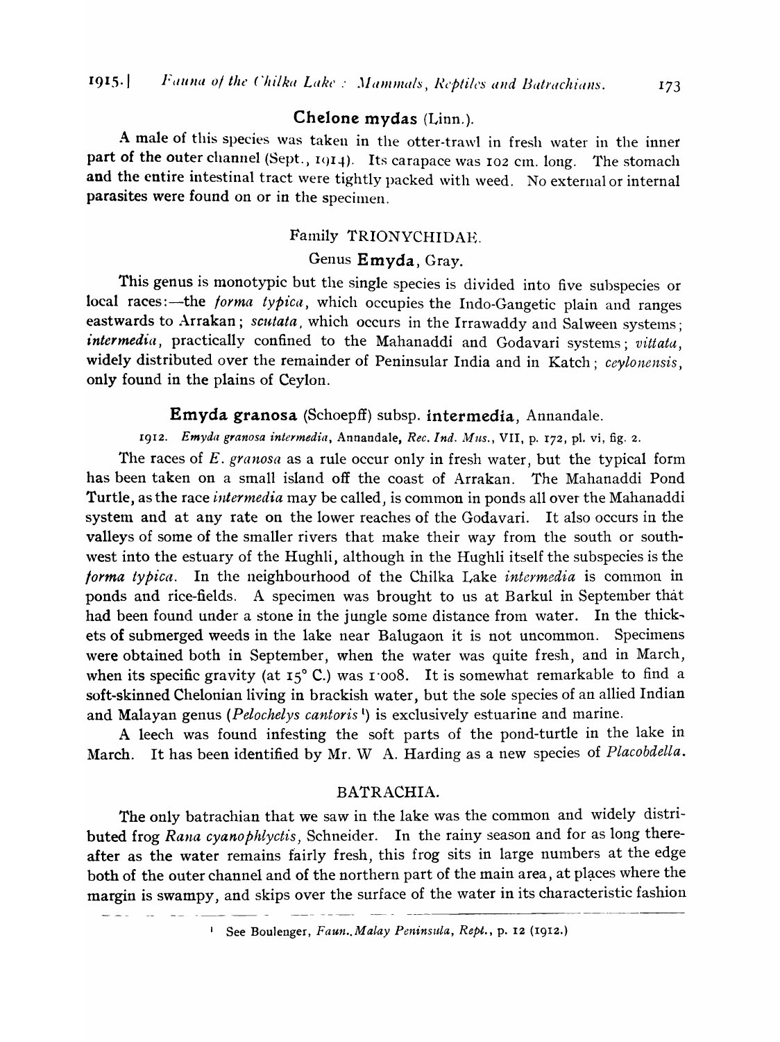### Chelone mydas (Linn.).

A male of this species was taken in the otter-trawl in fresh water in the inner part of the outer channel (Sept., 1914). Its carapace was 102 cm. long. The stomach and the entire intestinal tract were tightly packed with weed. No external or internal parasites were found on or in the specimen.

## Family TRIONYCHIDAE.

### Genus Emyda, Gray.

This genus is monotypic but the single species is divided into five subspecies or local races:—the *forma typica*, which occupies the Indo-Gangetic plain and ranges eastwards to Arrakan; *scutata*, which occurs in the Irrawaddy and Salween systems; *intermedia*, practically confined to the Mahanaddi and Godavari systems; *vittata*, widely distributed over the remainder of Peninsular India and in Katch; *ceylonensis*, only found in the plains of Ceylon.

### Emyda granosa (Schoepff) subsp. intermedia, Annandale.

1912. *Emyda granosa intermedia*, Annandale, *Rec. Ind. Mus.*, VII, p. 172, pl. vi, fig. 2.

The races of *E. granosa* as a rule occur only in fresh water, but the typical form has been taken on a small island off the coast of Arrakan. The Mahanaddi Pond Turtle, as the race *intermedia* may be called, is common in ponds all over the Mahanaddi system and at any rate on the lower reaches of the Godavari. It also occurs in the valleys of some of the smaller rivers that make their way from the south or south-west into the estuary of the Hughli, although in the Hughli itself the subspecies is the *forma typica*. In the neighbourhood of the Chilka Lake *intermedia* is common in ponds and rice-fields. A specimen was brought to us at Barkul in September that had been found under a stone in the jungle some distance from water. In the thickets of submerged weeds in the lake near Balugaon it is not uncommon. Specimens were obtained both in September, when the water was quite fresh, and in March, when its specific gravity (at 15° C.) was 1·008. It is somewhat remarkable to find a soft-skinned Chelonian living in brackish water, but the sole species of an allied Indian and Malayan genus (*Pelochelys cantoris* [1]) is exclusively estuarine and marine.

A leech was found infesting the soft parts of the pond-turtle in the lake in March. It has been identified by Mr. W A. Harding as a new species of *Placobdella*.

## BATRACHIA.

The only batrachian that we saw in the lake was the common and widely distributed frog *Rana cyanophlyctis*, Schneider. In the rainy season and for as long thereafter as the water remains fairly fresh, this frog sits in large numbers at the edge both of the outer channel and of the northern part of the main area, at places where the margin is swampy, and skips over the surface of the water in its characteristic fashion

[1] See Boulenger, *Faun. Malay Peninsula, Rept.*, p. 12 (1912.)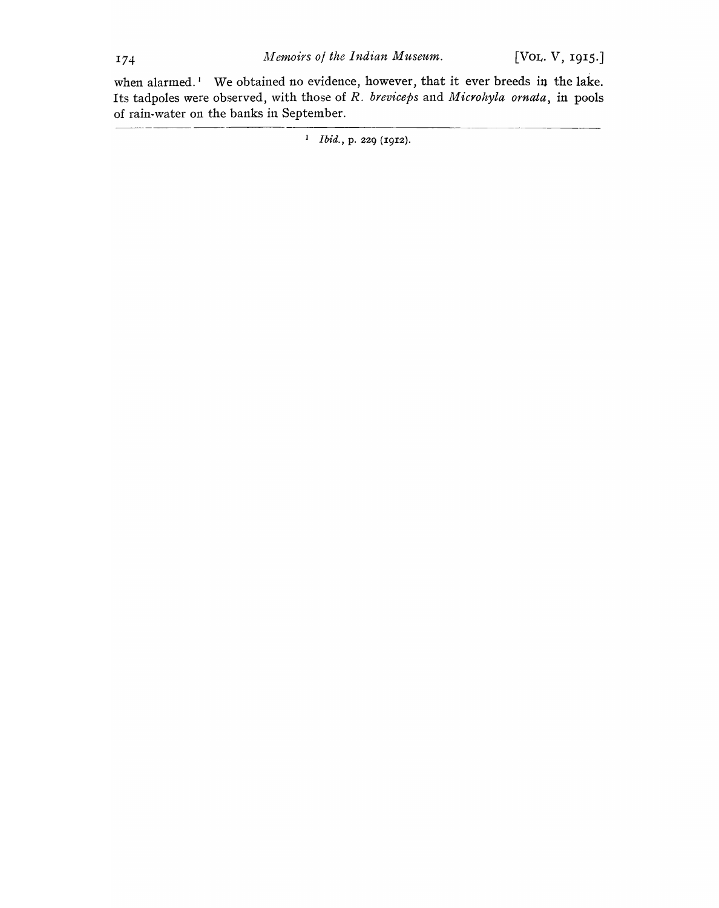when alarmed.[1] We obtained no evidence, however, that it ever breeds in the lake. Its tadpoles were observed, with those of *R. breviceps* and *Microhyla ornata*, in pools of rain-water on the banks in September.

---

[1] *Ibid.*, p. 229 (1912).